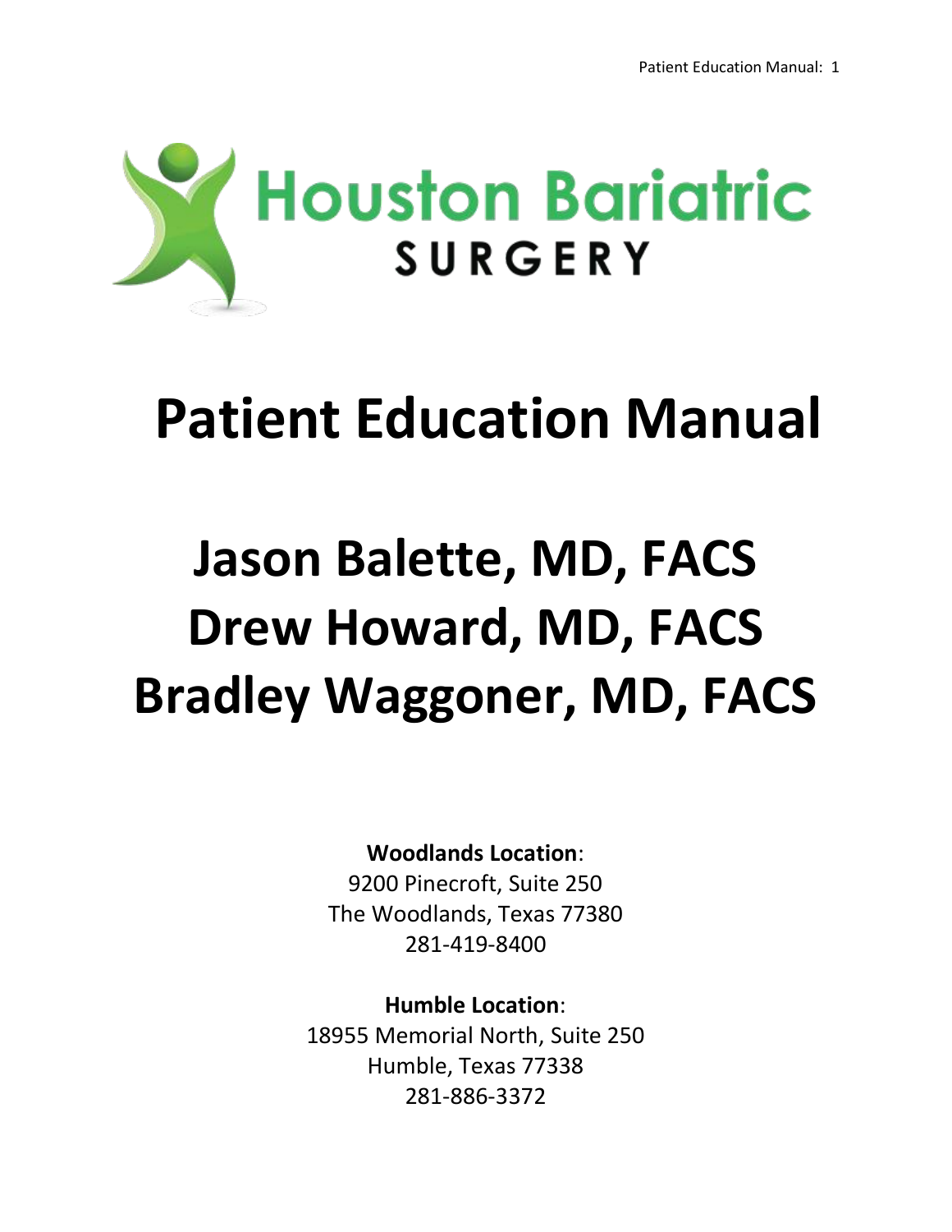Houston Bariatric SURGERY

# Patient Education Manual

## Jason Balette, MD, FACS
## Drew Howard, MD, FACS
## Bradley Waggoner, MD, FACS

**Woodlands Location**:
9200 Pinecroft, Suite 250
The Woodlands, Texas 77380
281-419-8400

**Humble Location**:
18955 Memorial North, Suite 250
Humble, Texas 77338
281-886-3372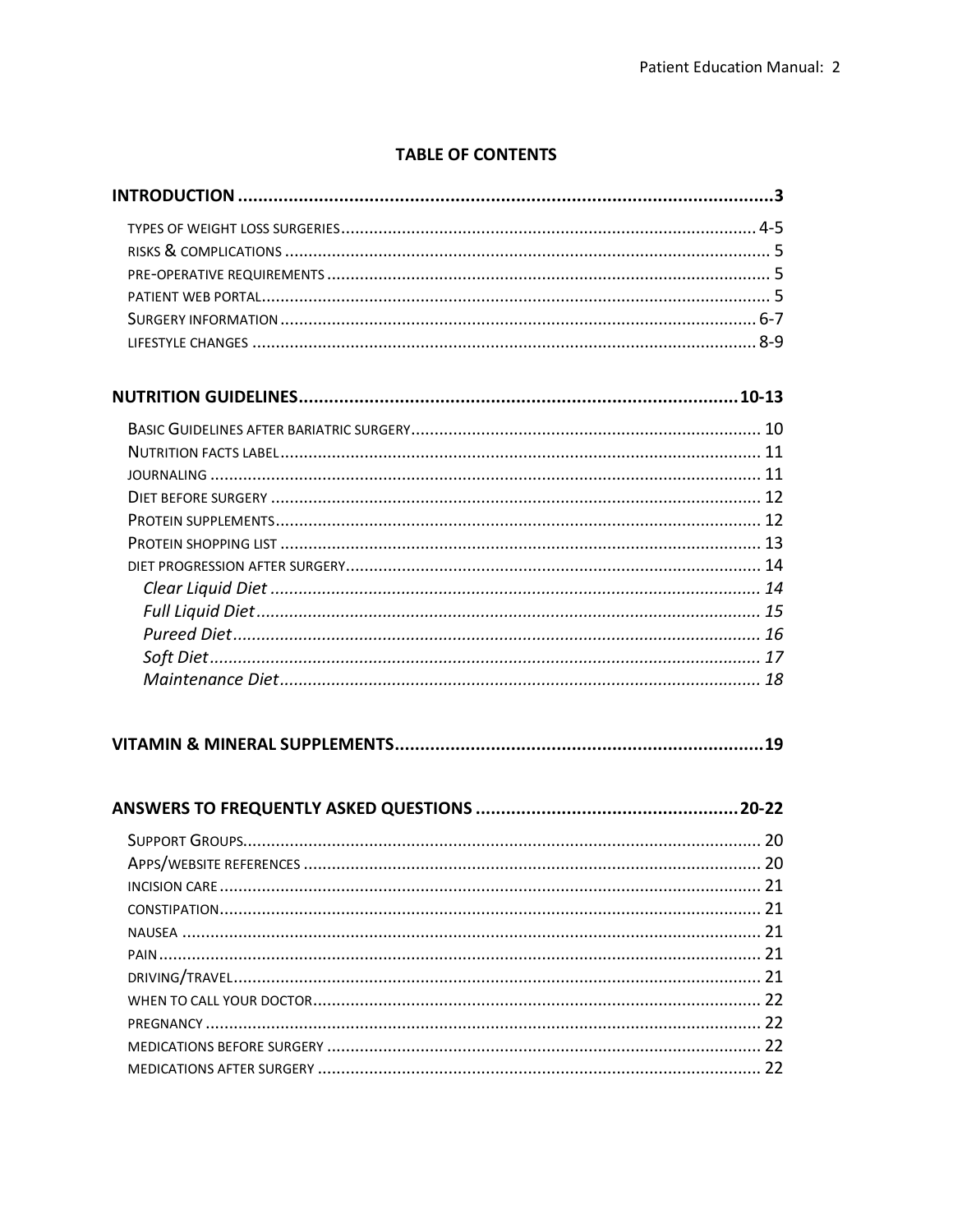# TABLE OF CONTENTS

**INTRODUCTION .......... 3**

- TYPES OF WEIGHT LOSS SURGERIES .......... 4-5
- RISKS & COMPLICATIONS .......... 5
- PRE-OPERATIVE REQUIREMENTS .......... 5
- PATIENT WEB PORTAL .......... 5
- SURGERY INFORMATION .......... 6-7
- LIFESTYLE CHANGES .......... 8-9

**NUTRITION GUIDELINES .......... 10-13**

- BASIC GUIDELINES AFTER BARIATRIC SURGERY .......... 10
- NUTRITION FACTS LABEL .......... 11
- JOURNALING .......... 11
- DIET BEFORE SURGERY .......... 12
- PROTEIN SUPPLEMENTS .......... 12
- PROTEIN SHOPPING LIST .......... 13
- DIET PROGRESSION AFTER SURGERY .......... 14
  - *Clear Liquid Diet .......... 14*
  - *Full Liquid Diet .......... 15*
  - *Pureed Diet .......... 16*
  - *Soft Diet .......... 17*
  - *Maintenance Diet .......... 18*

**VITAMIN & MINERAL SUPPLEMENTS .......... 19**

**ANSWERS TO FREQUENTLY ASKED QUESTIONS .......... 20-22**

- SUPPORT GROUPS .......... 20
- APPS/WEBSITE REFERENCES .......... 20
- INCISION CARE .......... 21
- CONSTIPATION .......... 21
- NAUSEA .......... 21
- PAIN .......... 21
- DRIVING/TRAVEL .......... 21
- WHEN TO CALL YOUR DOCTOR .......... 22
- PREGNANCY .......... 22
- MEDICATIONS BEFORE SURGERY .......... 22
- MEDICATIONS AFTER SURGERY .......... 22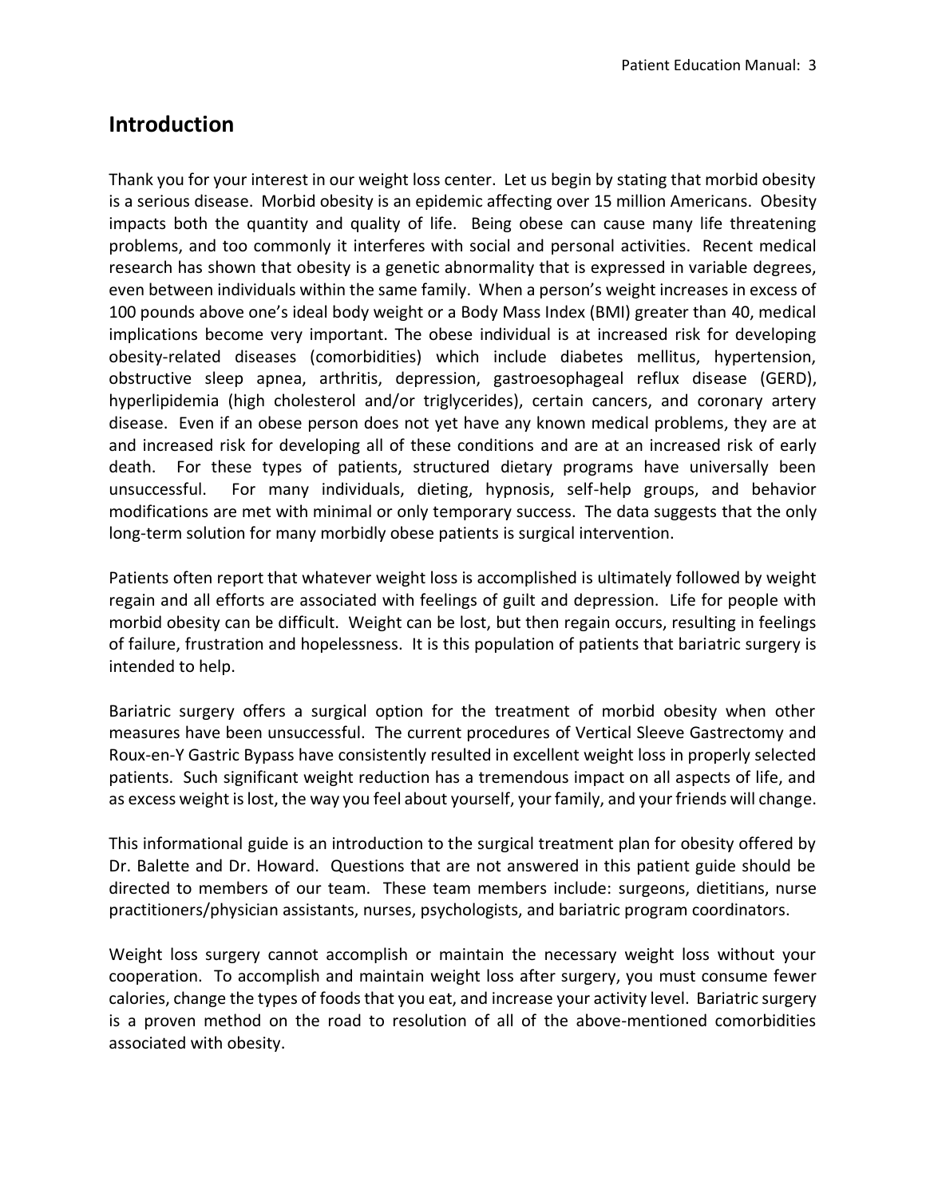## Introduction

Thank you for your interest in our weight loss center. Let us begin by stating that morbid obesity is a serious disease. Morbid obesity is an epidemic affecting over 15 million Americans. Obesity impacts both the quantity and quality of life. Being obese can cause many life threatening problems, and too commonly it interferes with social and personal activities. Recent medical research has shown that obesity is a genetic abnormality that is expressed in variable degrees, even between individuals within the same family. When a person's weight increases in excess of 100 pounds above one's ideal body weight or a Body Mass Index (BMI) greater than 40, medical implications become very important. The obese individual is at increased risk for developing obesity-related diseases (comorbidities) which include diabetes mellitus, hypertension, obstructive sleep apnea, arthritis, depression, gastroesophageal reflux disease (GERD), hyperlipidemia (high cholesterol and/or triglycerides), certain cancers, and coronary artery disease. Even if an obese person does not yet have any known medical problems, they are at and increased risk for developing all of these conditions and are at an increased risk of early death. For these types of patients, structured dietary programs have universally been unsuccessful. For many individuals, dieting, hypnosis, self-help groups, and behavior modifications are met with minimal or only temporary success. The data suggests that the only long-term solution for many morbidly obese patients is surgical intervention.

Patients often report that whatever weight loss is accomplished is ultimately followed by weight regain and all efforts are associated with feelings of guilt and depression. Life for people with morbid obesity can be difficult. Weight can be lost, but then regain occurs, resulting in feelings of failure, frustration and hopelessness. It is this population of patients that bariatric surgery is intended to help.

Bariatric surgery offers a surgical option for the treatment of morbid obesity when other measures have been unsuccessful. The current procedures of Vertical Sleeve Gastrectomy and Roux-en-Y Gastric Bypass have consistently resulted in excellent weight loss in properly selected patients. Such significant weight reduction has a tremendous impact on all aspects of life, and as excess weight is lost, the way you feel about yourself, your family, and your friends will change.

This informational guide is an introduction to the surgical treatment plan for obesity offered by Dr. Balette and Dr. Howard. Questions that are not answered in this patient guide should be directed to members of our team. These team members include: surgeons, dietitians, nurse practitioners/physician assistants, nurses, psychologists, and bariatric program coordinators.

Weight loss surgery cannot accomplish or maintain the necessary weight loss without your cooperation. To accomplish and maintain weight loss after surgery, you must consume fewer calories, change the types of foods that you eat, and increase your activity level. Bariatric surgery is a proven method on the road to resolution of all of the above-mentioned comorbidities associated with obesity.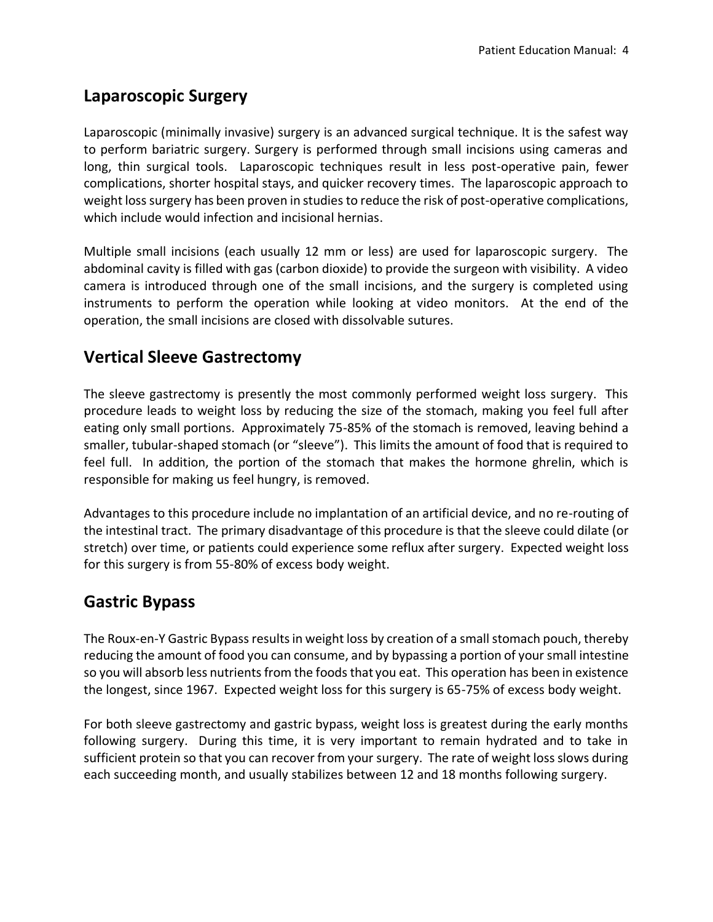## Laparoscopic Surgery

Laparoscopic (minimally invasive) surgery is an advanced surgical technique. It is the safest way to perform bariatric surgery. Surgery is performed through small incisions using cameras and long, thin surgical tools. Laparoscopic techniques result in less post-operative pain, fewer complications, shorter hospital stays, and quicker recovery times. The laparoscopic approach to weight loss surgery has been proven in studies to reduce the risk of post-operative complications, which include would infection and incisional hernias.

Multiple small incisions (each usually 12 mm or less) are used for laparoscopic surgery. The abdominal cavity is filled with gas (carbon dioxide) to provide the surgeon with visibility. A video camera is introduced through one of the small incisions, and the surgery is completed using instruments to perform the operation while looking at video monitors. At the end of the operation, the small incisions are closed with dissolvable sutures.

## Vertical Sleeve Gastrectomy

The sleeve gastrectomy is presently the most commonly performed weight loss surgery. This procedure leads to weight loss by reducing the size of the stomach, making you feel full after eating only small portions. Approximately 75-85% of the stomach is removed, leaving behind a smaller, tubular-shaped stomach (or "sleeve"). This limits the amount of food that is required to feel full. In addition, the portion of the stomach that makes the hormone ghrelin, which is responsible for making us feel hungry, is removed.

Advantages to this procedure include no implantation of an artificial device, and no re-routing of the intestinal tract. The primary disadvantage of this procedure is that the sleeve could dilate (or stretch) over time, or patients could experience some reflux after surgery. Expected weight loss for this surgery is from 55-80% of excess body weight.

## Gastric Bypass

The Roux-en-Y Gastric Bypass results in weight loss by creation of a small stomach pouch, thereby reducing the amount of food you can consume, and by bypassing a portion of your small intestine so you will absorb less nutrients from the foods that you eat. This operation has been in existence the longest, since 1967. Expected weight loss for this surgery is 65-75% of excess body weight.

For both sleeve gastrectomy and gastric bypass, weight loss is greatest during the early months following surgery. During this time, it is very important to remain hydrated and to take in sufficient protein so that you can recover from your surgery. The rate of weight loss slows during each succeeding month, and usually stabilizes between 12 and 18 months following surgery.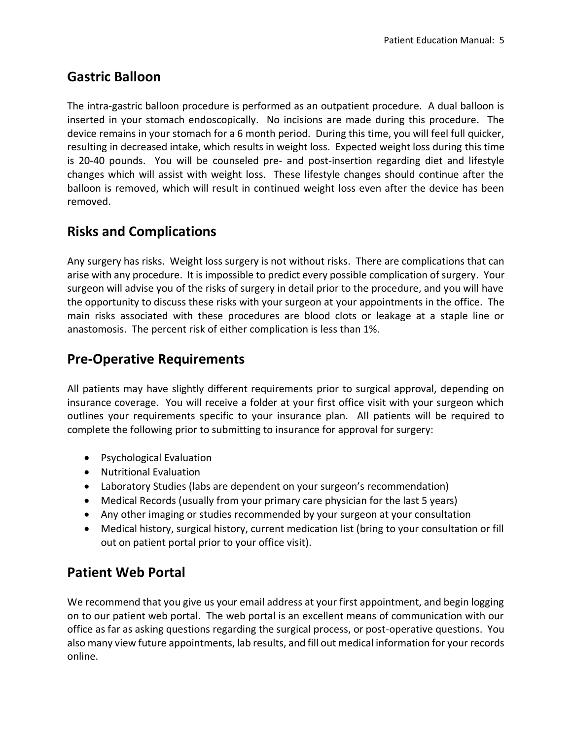## Gastric Balloon

The intra-gastric balloon procedure is performed as an outpatient procedure. A dual balloon is inserted in your stomach endoscopically. No incisions are made during this procedure. The device remains in your stomach for a 6 month period. During this time, you will feel full quicker, resulting in decreased intake, which results in weight loss. Expected weight loss during this time is 20-40 pounds. You will be counseled pre- and post-insertion regarding diet and lifestyle changes which will assist with weight loss. These lifestyle changes should continue after the balloon is removed, which will result in continued weight loss even after the device has been removed.

## Risks and Complications

Any surgery has risks. Weight loss surgery is not without risks. There are complications that can arise with any procedure. It is impossible to predict every possible complication of surgery. Your surgeon will advise you of the risks of surgery in detail prior to the procedure, and you will have the opportunity to discuss these risks with your surgeon at your appointments in the office. The main risks associated with these procedures are blood clots or leakage at a staple line or anastomosis. The percent risk of either complication is less than 1%.

## Pre-Operative Requirements

All patients may have slightly different requirements prior to surgical approval, depending on insurance coverage. You will receive a folder at your first office visit with your surgeon which outlines your requirements specific to your insurance plan. All patients will be required to complete the following prior to submitting to insurance for approval for surgery:

- Psychological Evaluation
- Nutritional Evaluation
- Laboratory Studies (labs are dependent on your surgeon's recommendation)
- Medical Records (usually from your primary care physician for the last 5 years)
- Any other imaging or studies recommended by your surgeon at your consultation
- Medical history, surgical history, current medication list (bring to your consultation or fill out on patient portal prior to your office visit).

## Patient Web Portal

We recommend that you give us your email address at your first appointment, and begin logging on to our patient web portal. The web portal is an excellent means of communication with our office as far as asking questions regarding the surgical process, or post-operative questions. You also many view future appointments, lab results, and fill out medical information for your records online.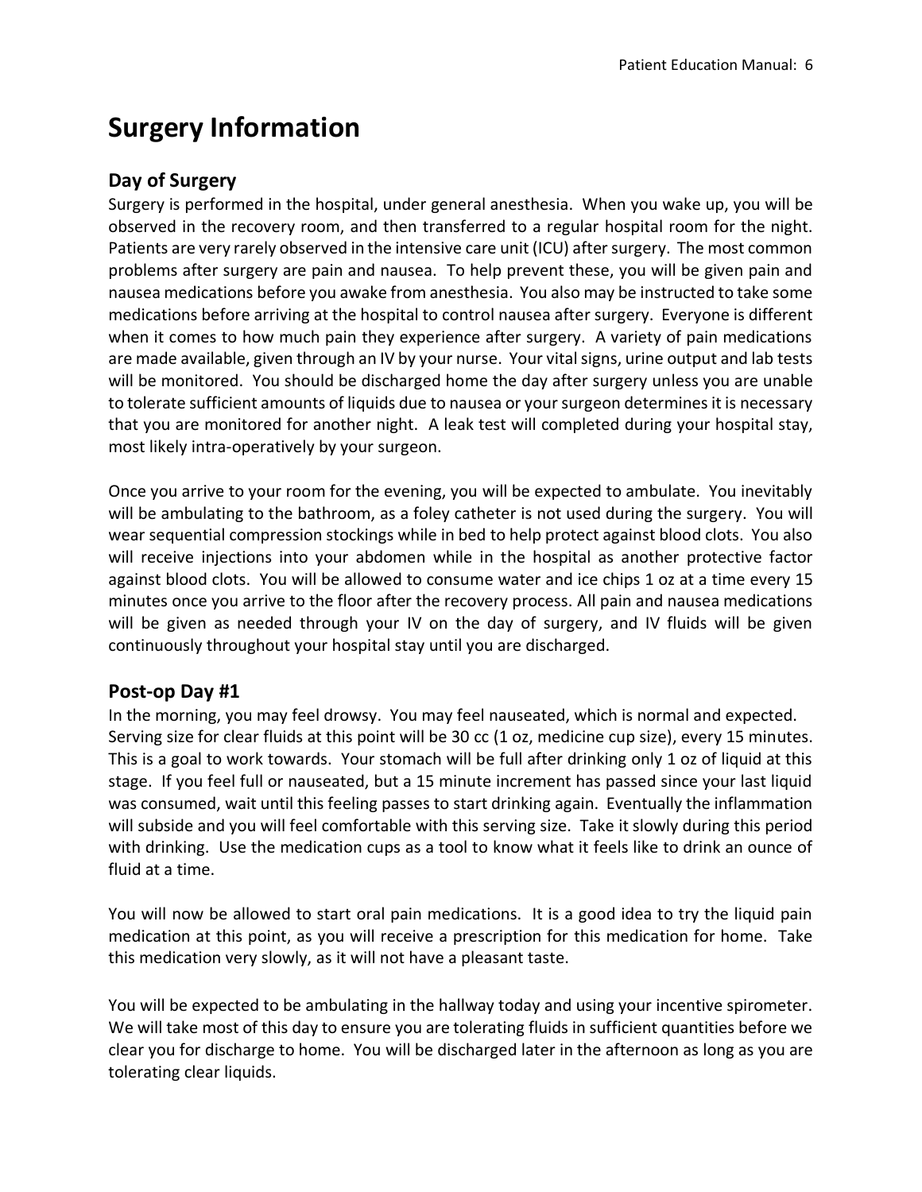# Surgery Information

## Day of Surgery

Surgery is performed in the hospital, under general anesthesia. When you wake up, you will be observed in the recovery room, and then transferred to a regular hospital room for the night. Patients are very rarely observed in the intensive care unit (ICU) after surgery. The most common problems after surgery are pain and nausea. To help prevent these, you will be given pain and nausea medications before you awake from anesthesia. You also may be instructed to take some medications before arriving at the hospital to control nausea after surgery. Everyone is different when it comes to how much pain they experience after surgery. A variety of pain medications are made available, given through an IV by your nurse. Your vital signs, urine output and lab tests will be monitored. You should be discharged home the day after surgery unless you are unable to tolerate sufficient amounts of liquids due to nausea or your surgeon determines it is necessary that you are monitored for another night. A leak test will completed during your hospital stay, most likely intra-operatively by your surgeon.

Once you arrive to your room for the evening, you will be expected to ambulate. You inevitably will be ambulating to the bathroom, as a foley catheter is not used during the surgery. You will wear sequential compression stockings while in bed to help protect against blood clots. You also will receive injections into your abdomen while in the hospital as another protective factor against blood clots. You will be allowed to consume water and ice chips 1 oz at a time every 15 minutes once you arrive to the floor after the recovery process. All pain and nausea medications will be given as needed through your IV on the day of surgery, and IV fluids will be given continuously throughout your hospital stay until you are discharged.

## Post-op Day #1

In the morning, you may feel drowsy. You may feel nauseated, which is normal and expected. Serving size for clear fluids at this point will be 30 cc (1 oz, medicine cup size), every 15 minutes. This is a goal to work towards. Your stomach will be full after drinking only 1 oz of liquid at this stage. If you feel full or nauseated, but a 15 minute increment has passed since your last liquid was consumed, wait until this feeling passes to start drinking again. Eventually the inflammation will subside and you will feel comfortable with this serving size. Take it slowly during this period with drinking. Use the medication cups as a tool to know what it feels like to drink an ounce of fluid at a time.

You will now be allowed to start oral pain medications. It is a good idea to try the liquid pain medication at this point, as you will receive a prescription for this medication for home. Take this medication very slowly, as it will not have a pleasant taste.

You will be expected to be ambulating in the hallway today and using your incentive spirometer. We will take most of this day to ensure you are tolerating fluids in sufficient quantities before we clear you for discharge to home. You will be discharged later in the afternoon as long as you are tolerating clear liquids.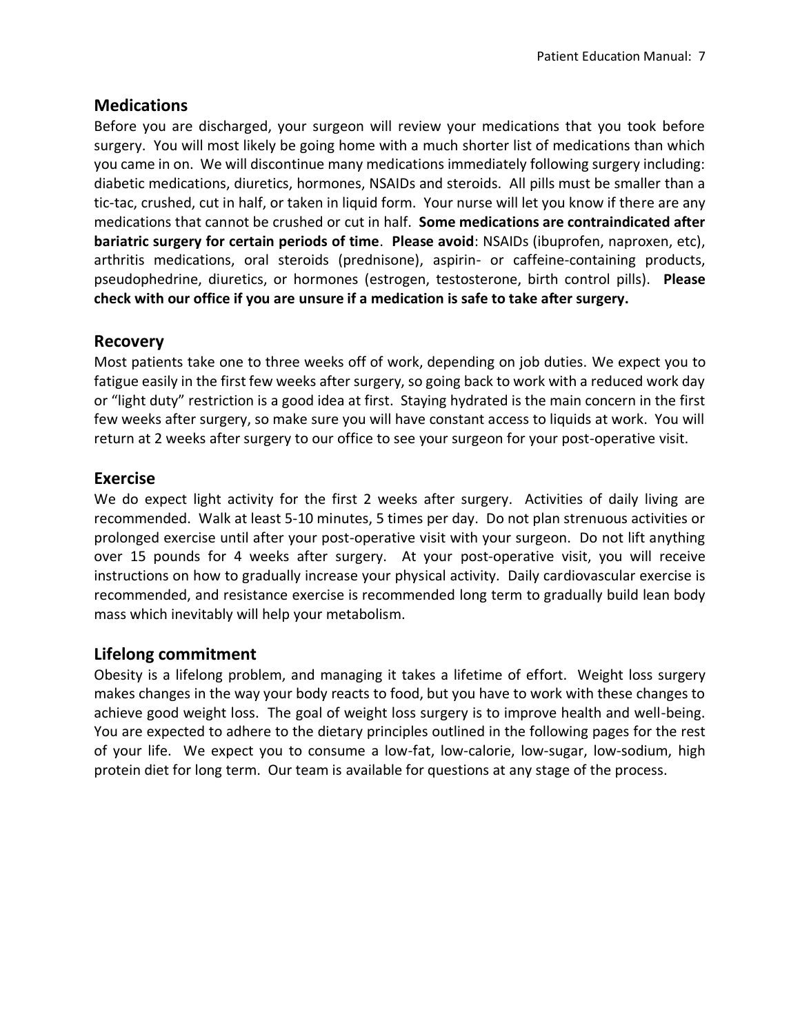## Medications

Before you are discharged, your surgeon will review your medications that you took before surgery. You will most likely be going home with a much shorter list of medications than which you came in on. We will discontinue many medications immediately following surgery including: diabetic medications, diuretics, hormones, NSAIDs and steroids. All pills must be smaller than a tic-tac, crushed, cut in half, or taken in liquid form. Your nurse will let you know if there are any medications that cannot be crushed or cut in half. **Some medications are contraindicated after bariatric surgery for certain periods of time**. **Please avoid**: NSAIDs (ibuprofen, naproxen, etc), arthritis medications, oral steroids (prednisone), aspirin- or caffeine-containing products, pseudophedrine, diuretics, or hormones (estrogen, testosterone, birth control pills). **Please check with our office if you are unsure if a medication is safe to take after surgery.**

## Recovery

Most patients take one to three weeks off of work, depending on job duties. We expect you to fatigue easily in the first few weeks after surgery, so going back to work with a reduced work day or "light duty" restriction is a good idea at first. Staying hydrated is the main concern in the first few weeks after surgery, so make sure you will have constant access to liquids at work. You will return at 2 weeks after surgery to our office to see your surgeon for your post-operative visit.

## Exercise

We do expect light activity for the first 2 weeks after surgery. Activities of daily living are recommended. Walk at least 5-10 minutes, 5 times per day. Do not plan strenuous activities or prolonged exercise until after your post-operative visit with your surgeon. Do not lift anything over 15 pounds for 4 weeks after surgery. At your post-operative visit, you will receive instructions on how to gradually increase your physical activity. Daily cardiovascular exercise is recommended, and resistance exercise is recommended long term to gradually build lean body mass which inevitably will help your metabolism.

## Lifelong commitment

Obesity is a lifelong problem, and managing it takes a lifetime of effort. Weight loss surgery makes changes in the way your body reacts to food, but you have to work with these changes to achieve good weight loss. The goal of weight loss surgery is to improve health and well-being. You are expected to adhere to the dietary principles outlined in the following pages for the rest of your life. We expect you to consume a low-fat, low-calorie, low-sugar, low-sodium, high protein diet for long term. Our team is available for questions at any stage of the process.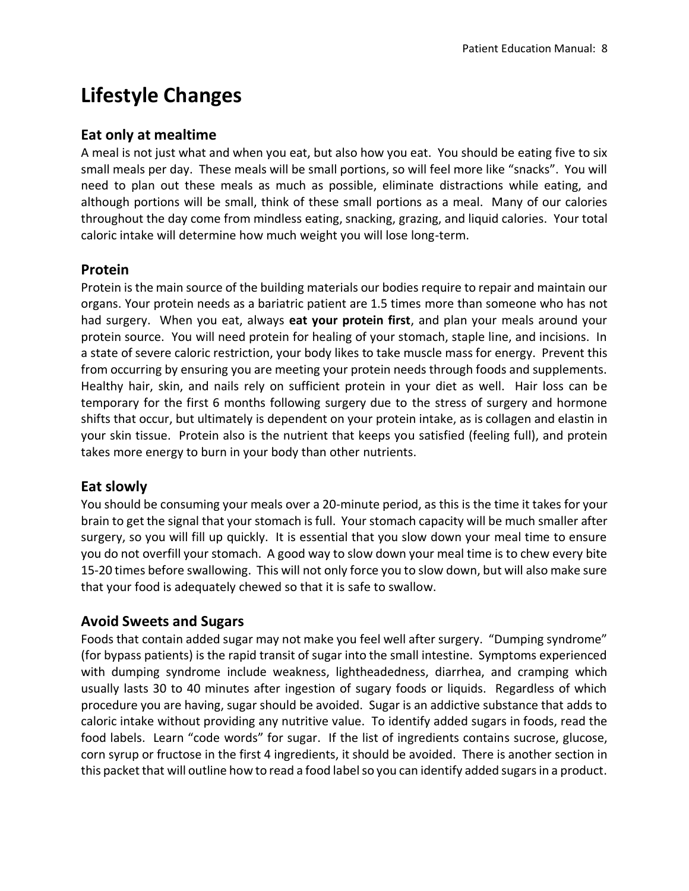# Lifestyle Changes

## Eat only at mealtime

A meal is not just what and when you eat, but also how you eat. You should be eating five to six small meals per day. These meals will be small portions, so will feel more like "snacks". You will need to plan out these meals as much as possible, eliminate distractions while eating, and although portions will be small, think of these small portions as a meal. Many of our calories throughout the day come from mindless eating, snacking, grazing, and liquid calories. Your total caloric intake will determine how much weight you will lose long-term.

## Protein

Protein is the main source of the building materials our bodies require to repair and maintain our organs. Your protein needs as a bariatric patient are 1.5 times more than someone who has not had surgery. When you eat, always **eat your protein first**, and plan your meals around your protein source. You will need protein for healing of your stomach, staple line, and incisions. In a state of severe caloric restriction, your body likes to take muscle mass for energy. Prevent this from occurring by ensuring you are meeting your protein needs through foods and supplements. Healthy hair, skin, and nails rely on sufficient protein in your diet as well. Hair loss can be temporary for the first 6 months following surgery due to the stress of surgery and hormone shifts that occur, but ultimately is dependent on your protein intake, as is collagen and elastin in your skin tissue. Protein also is the nutrient that keeps you satisfied (feeling full), and protein takes more energy to burn in your body than other nutrients.

## Eat slowly

You should be consuming your meals over a 20-minute period, as this is the time it takes for your brain to get the signal that your stomach is full. Your stomach capacity will be much smaller after surgery, so you will fill up quickly. It is essential that you slow down your meal time to ensure you do not overfill your stomach. A good way to slow down your meal time is to chew every bite 15-20 times before swallowing. This will not only force you to slow down, but will also make sure that your food is adequately chewed so that it is safe to swallow.

## Avoid Sweets and Sugars

Foods that contain added sugar may not make you feel well after surgery. "Dumping syndrome" (for bypass patients) is the rapid transit of sugar into the small intestine. Symptoms experienced with dumping syndrome include weakness, lightheadedness, diarrhea, and cramping which usually lasts 30 to 40 minutes after ingestion of sugary foods or liquids. Regardless of which procedure you are having, sugar should be avoided. Sugar is an addictive substance that adds to caloric intake without providing any nutritive value. To identify added sugars in foods, read the food labels. Learn "code words" for sugar. If the list of ingredients contains sucrose, glucose, corn syrup or fructose in the first 4 ingredients, it should be avoided. There is another section in this packet that will outline how to read a food label so you can identify added sugars in a product.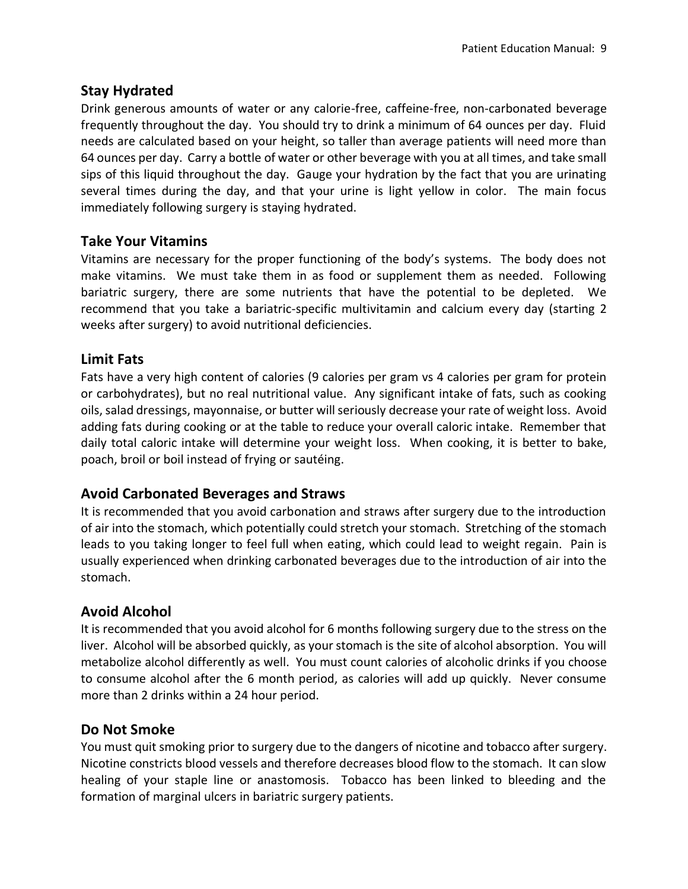## Stay Hydrated

Drink generous amounts of water or any calorie-free, caffeine-free, non-carbonated beverage frequently throughout the day. You should try to drink a minimum of 64 ounces per day. Fluid needs are calculated based on your height, so taller than average patients will need more than 64 ounces per day. Carry a bottle of water or other beverage with you at all times, and take small sips of this liquid throughout the day. Gauge your hydration by the fact that you are urinating several times during the day, and that your urine is light yellow in color. The main focus immediately following surgery is staying hydrated.

## Take Your Vitamins

Vitamins are necessary for the proper functioning of the body's systems. The body does not make vitamins. We must take them in as food or supplement them as needed. Following bariatric surgery, there are some nutrients that have the potential to be depleted. We recommend that you take a bariatric-specific multivitamin and calcium every day (starting 2 weeks after surgery) to avoid nutritional deficiencies.

## Limit Fats

Fats have a very high content of calories (9 calories per gram vs 4 calories per gram for protein or carbohydrates), but no real nutritional value. Any significant intake of fats, such as cooking oils, salad dressings, mayonnaise, or butter will seriously decrease your rate of weight loss. Avoid adding fats during cooking or at the table to reduce your overall caloric intake. Remember that daily total caloric intake will determine your weight loss. When cooking, it is better to bake, poach, broil or boil instead of frying or sautéing.

## Avoid Carbonated Beverages and Straws

It is recommended that you avoid carbonation and straws after surgery due to the introduction of air into the stomach, which potentially could stretch your stomach. Stretching of the stomach leads to you taking longer to feel full when eating, which could lead to weight regain. Pain is usually experienced when drinking carbonated beverages due to the introduction of air into the stomach.

## Avoid Alcohol

It is recommended that you avoid alcohol for 6 months following surgery due to the stress on the liver. Alcohol will be absorbed quickly, as your stomach is the site of alcohol absorption. You will metabolize alcohol differently as well. You must count calories of alcoholic drinks if you choose to consume alcohol after the 6 month period, as calories will add up quickly. Never consume more than 2 drinks within a 24 hour period.

## Do Not Smoke

You must quit smoking prior to surgery due to the dangers of nicotine and tobacco after surgery. Nicotine constricts blood vessels and therefore decreases blood flow to the stomach. It can slow healing of your staple line or anastomosis. Tobacco has been linked to bleeding and the formation of marginal ulcers in bariatric surgery patients.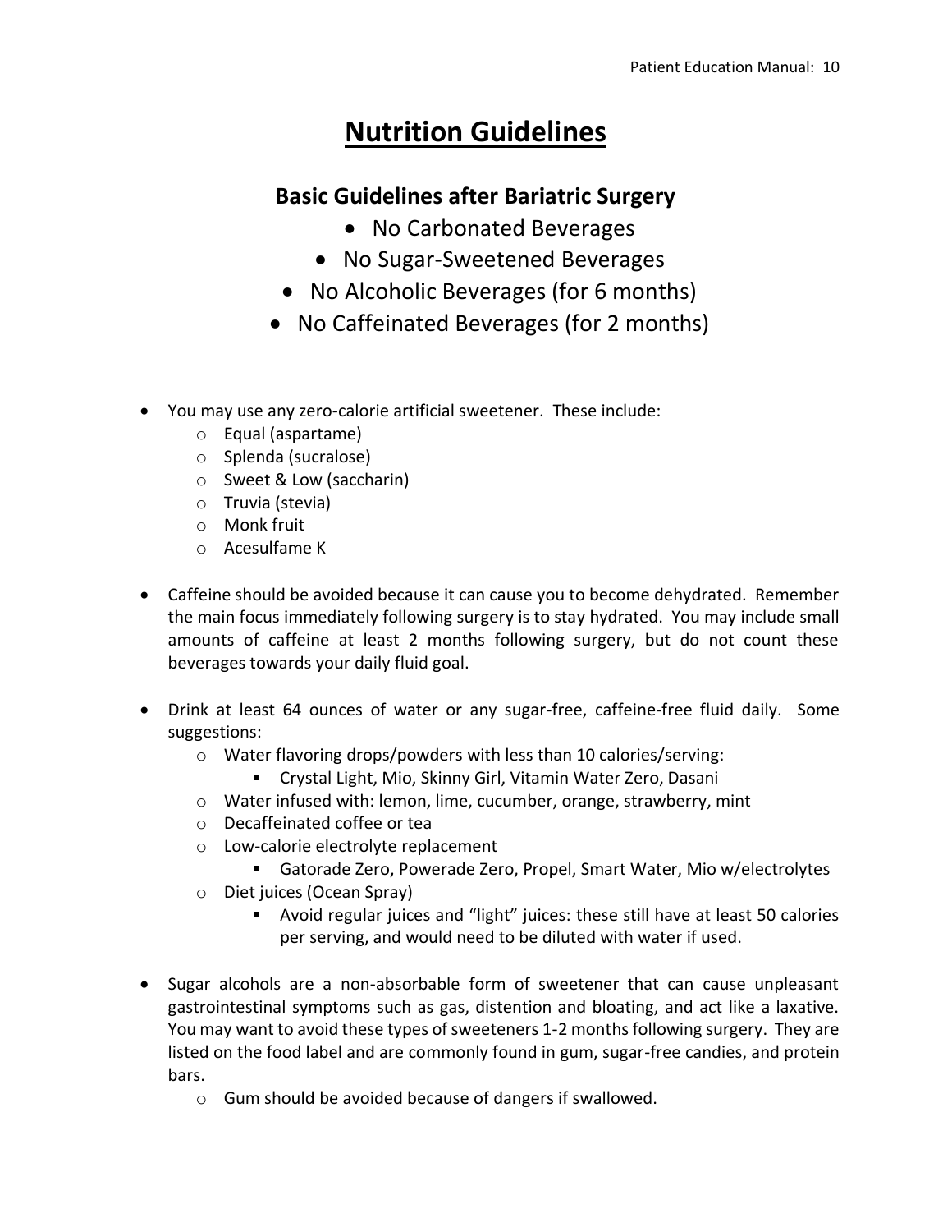# Nutrition Guidelines

## Basic Guidelines after Bariatric Surgery

- No Carbonated Beverages
- No Sugar-Sweetened Beverages
- No Alcoholic Beverages (for 6 months)
- No Caffeinated Beverages (for 2 months)

- You may use any zero-calorie artificial sweetener. These include:
  - Equal (aspartame)
  - Splenda (sucralose)
  - Sweet & Low (saccharin)
  - Truvia (stevia)
  - Monk fruit
  - Acesulfame K

- Caffeine should be avoided because it can cause you to become dehydrated. Remember the main focus immediately following surgery is to stay hydrated. You may include small amounts of caffeine at least 2 months following surgery, but do not count these beverages towards your daily fluid goal.

- Drink at least 64 ounces of water or any sugar-free, caffeine-free fluid daily. Some suggestions:
  - Water flavoring drops/powders with less than 10 calories/serving:
    - Crystal Light, Mio, Skinny Girl, Vitamin Water Zero, Dasani
  - Water infused with: lemon, lime, cucumber, orange, strawberry, mint
  - Decaffeinated coffee or tea
  - Low-calorie electrolyte replacement
    - Gatorade Zero, Powerade Zero, Propel, Smart Water, Mio w/electrolytes
  - Diet juices (Ocean Spray)
    - Avoid regular juices and "light" juices: these still have at least 50 calories per serving, and would need to be diluted with water if used.

- Sugar alcohols are a non-absorbable form of sweetener that can cause unpleasant gastrointestinal symptoms such as gas, distention and bloating, and act like a laxative. You may want to avoid these types of sweeteners 1-2 months following surgery. They are listed on the food label and are commonly found in gum, sugar-free candies, and protein bars.
  - Gum should be avoided because of dangers if swallowed.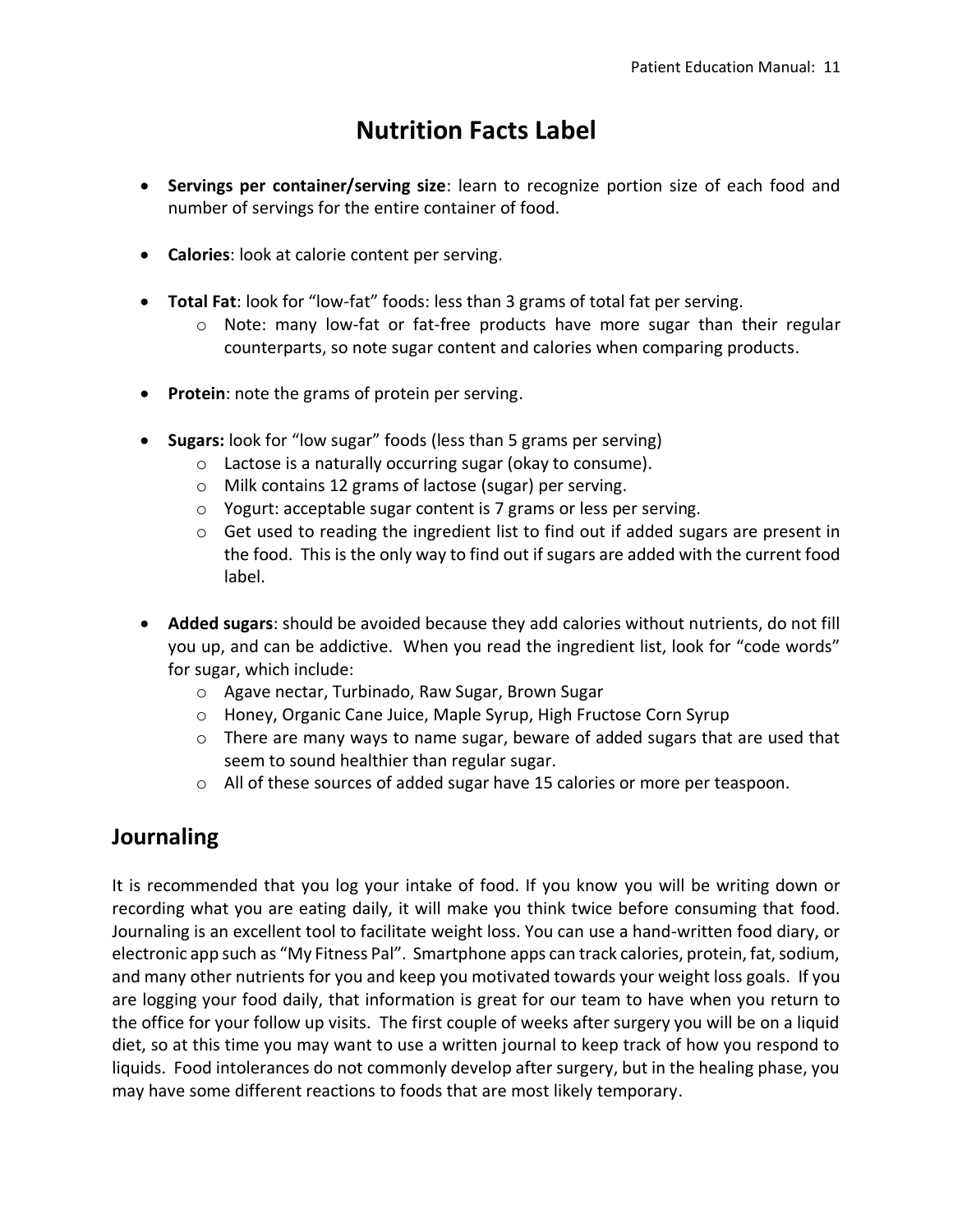# Nutrition Facts Label

- **Servings per container/serving size**: learn to recognize portion size of each food and number of servings for the entire container of food.

- **Calories**: look at calorie content per serving.

- **Total Fat**: look for "low-fat" foods: less than 3 grams of total fat per serving.
  - Note: many low-fat or fat-free products have more sugar than their regular counterparts, so note sugar content and calories when comparing products.

- **Protein**: note the grams of protein per serving.

- **Sugars:** look for "low sugar" foods (less than 5 grams per serving)
  - Lactose is a naturally occurring sugar (okay to consume).
  - Milk contains 12 grams of lactose (sugar) per serving.
  - Yogurt: acceptable sugar content is 7 grams or less per serving.
  - Get used to reading the ingredient list to find out if added sugars are present in the food. This is the only way to find out if sugars are added with the current food label.

- **Added sugars**: should be avoided because they add calories without nutrients, do not fill you up, and can be addictive. When you read the ingredient list, look for "code words" for sugar, which include:
  - Agave nectar, Turbinado, Raw Sugar, Brown Sugar
  - Honey, Organic Cane Juice, Maple Syrup, High Fructose Corn Syrup
  - There are many ways to name sugar, beware of added sugars that are used that seem to sound healthier than regular sugar.
  - All of these sources of added sugar have 15 calories or more per teaspoon.

## Journaling

It is recommended that you log your intake of food. If you know you will be writing down or recording what you are eating daily, it will make you think twice before consuming that food. Journaling is an excellent tool to facilitate weight loss. You can use a hand-written food diary, or electronic app such as "My Fitness Pal". Smartphone apps can track calories, protein, fat, sodium, and many other nutrients for you and keep you motivated towards your weight loss goals. If you are logging your food daily, that information is great for our team to have when you return to the office for your follow up visits. The first couple of weeks after surgery you will be on a liquid diet, so at this time you may want to use a written journal to keep track of how you respond to liquids. Food intolerances do not commonly develop after surgery, but in the healing phase, you may have some different reactions to foods that are most likely temporary.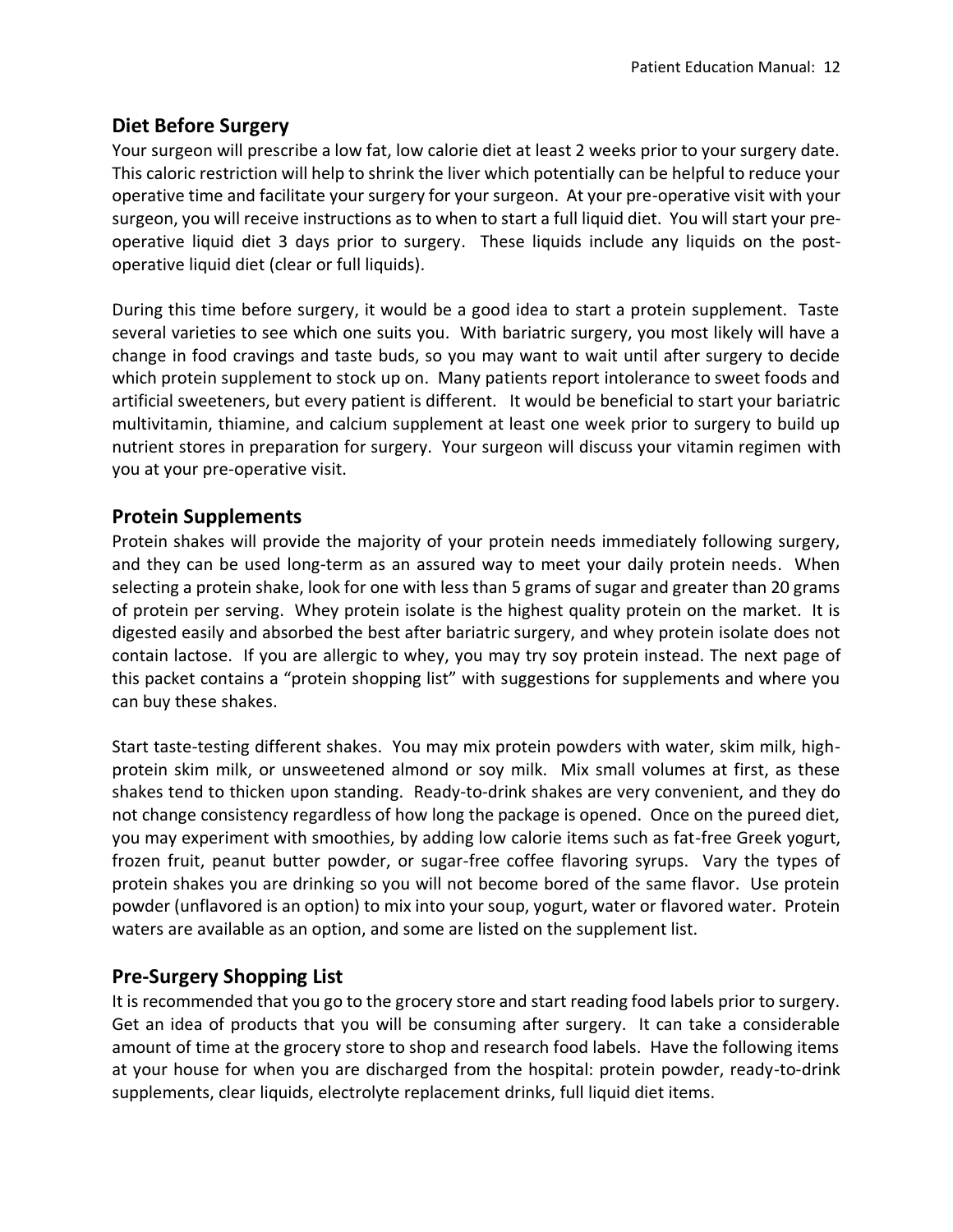## Diet Before Surgery

Your surgeon will prescribe a low fat, low calorie diet at least 2 weeks prior to your surgery date. This caloric restriction will help to shrink the liver which potentially can be helpful to reduce your operative time and facilitate your surgery for your surgeon. At your pre-operative visit with your surgeon, you will receive instructions as to when to start a full liquid diet. You will start your pre-operative liquid diet 3 days prior to surgery. These liquids include any liquids on the post-operative liquid diet (clear or full liquids).

During this time before surgery, it would be a good idea to start a protein supplement. Taste several varieties to see which one suits you. With bariatric surgery, you most likely will have a change in food cravings and taste buds, so you may want to wait until after surgery to decide which protein supplement to stock up on. Many patients report intolerance to sweet foods and artificial sweeteners, but every patient is different. It would be beneficial to start your bariatric multivitamin, thiamine, and calcium supplement at least one week prior to surgery to build up nutrient stores in preparation for surgery. Your surgeon will discuss your vitamin regimen with you at your pre-operative visit.

## Protein Supplements

Protein shakes will provide the majority of your protein needs immediately following surgery, and they can be used long-term as an assured way to meet your daily protein needs. When selecting a protein shake, look for one with less than 5 grams of sugar and greater than 20 grams of protein per serving. Whey protein isolate is the highest quality protein on the market. It is digested easily and absorbed the best after bariatric surgery, and whey protein isolate does not contain lactose. If you are allergic to whey, you may try soy protein instead. The next page of this packet contains a "protein shopping list" with suggestions for supplements and where you can buy these shakes.

Start taste-testing different shakes. You may mix protein powders with water, skim milk, high-protein skim milk, or unsweetened almond or soy milk. Mix small volumes at first, as these shakes tend to thicken upon standing. Ready-to-drink shakes are very convenient, and they do not change consistency regardless of how long the package is opened. Once on the pureed diet, you may experiment with smoothies, by adding low calorie items such as fat-free Greek yogurt, frozen fruit, peanut butter powder, or sugar-free coffee flavoring syrups. Vary the types of protein shakes you are drinking so you will not become bored of the same flavor. Use protein powder (unflavored is an option) to mix into your soup, yogurt, water or flavored water. Protein waters are available as an option, and some are listed on the supplement list.

## Pre-Surgery Shopping List

It is recommended that you go to the grocery store and start reading food labels prior to surgery. Get an idea of products that you will be consuming after surgery. It can take a considerable amount of time at the grocery store to shop and research food labels. Have the following items at your house for when you are discharged from the hospital: protein powder, ready-to-drink supplements, clear liquids, electrolyte replacement drinks, full liquid diet items.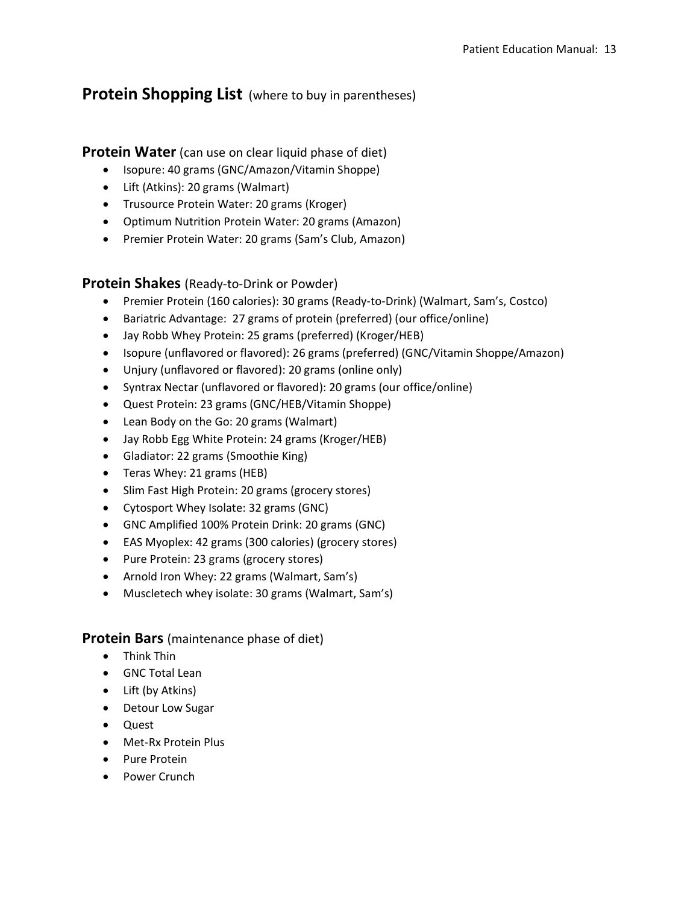## Protein Shopping List (where to buy in parentheses)

### Protein Water (can use on clear liquid phase of diet)

- Isopure: 40 grams (GNC/Amazon/Vitamin Shoppe)
- Lift (Atkins): 20 grams (Walmart)
- Trusource Protein Water: 20 grams (Kroger)
- Optimum Nutrition Protein Water: 20 grams (Amazon)
- Premier Protein Water: 20 grams (Sam's Club, Amazon)

### Protein Shakes (Ready-to-Drink or Powder)

- Premier Protein (160 calories): 30 grams (Ready-to-Drink) (Walmart, Sam's, Costco)
- Bariatric Advantage: 27 grams of protein (preferred) (our office/online)
- Jay Robb Whey Protein: 25 grams (preferred) (Kroger/HEB)
- Isopure (unflavored or flavored): 26 grams (preferred) (GNC/Vitamin Shoppe/Amazon)
- Unjury (unflavored or flavored): 20 grams (online only)
- Syntrax Nectar (unflavored or flavored): 20 grams (our office/online)
- Quest Protein: 23 grams (GNC/HEB/Vitamin Shoppe)
- Lean Body on the Go: 20 grams (Walmart)
- Jay Robb Egg White Protein: 24 grams (Kroger/HEB)
- Gladiator: 22 grams (Smoothie King)
- Teras Whey: 21 grams (HEB)
- Slim Fast High Protein: 20 grams (grocery stores)
- Cytosport Whey Isolate: 32 grams (GNC)
- GNC Amplified 100% Protein Drink: 20 grams (GNC)
- EAS Myoplex: 42 grams (300 calories) (grocery stores)
- Pure Protein: 23 grams (grocery stores)
- Arnold Iron Whey: 22 grams (Walmart, Sam's)
- Muscletech whey isolate: 30 grams (Walmart, Sam's)

### Protein Bars (maintenance phase of diet)

- Think Thin
- GNC Total Lean
- Lift (by Atkins)
- Detour Low Sugar
- Quest
- Met-Rx Protein Plus
- Pure Protein
- Power Crunch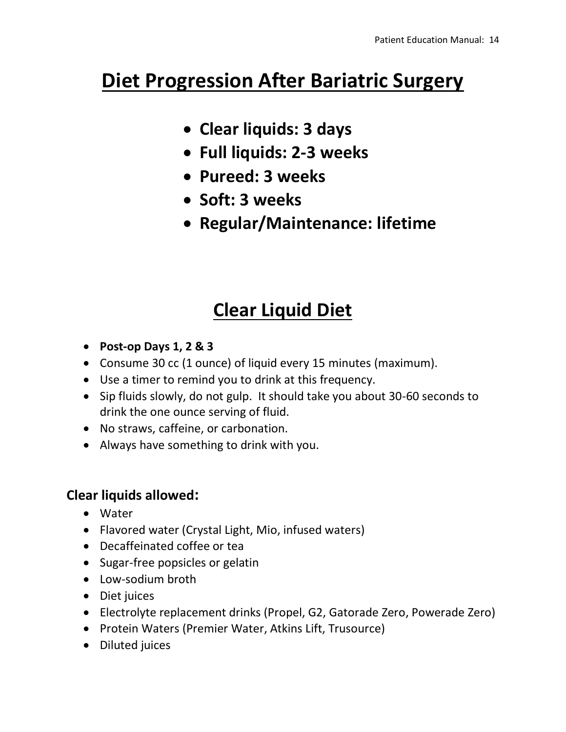# Diet Progression After Bariatric Surgery

- **Clear liquids: 3 days**
- **Full liquids: 2-3 weeks**
- **Pureed: 3 weeks**
- **Soft: 3 weeks**
- **Regular/Maintenance: lifetime**

# Clear Liquid Diet

- **Post-op Days 1, 2 & 3**
- Consume 30 cc (1 ounce) of liquid every 15 minutes (maximum).
- Use a timer to remind you to drink at this frequency.
- Sip fluids slowly, do not gulp. It should take you about 30-60 seconds to drink the one ounce serving of fluid.
- No straws, caffeine, or carbonation.
- Always have something to drink with you.

### Clear liquids allowed:

- Water
- Flavored water (Crystal Light, Mio, infused waters)
- Decaffeinated coffee or tea
- Sugar-free popsicles or gelatin
- Low-sodium broth
- Diet juices
- Electrolyte replacement drinks (Propel, G2, Gatorade Zero, Powerade Zero)
- Protein Waters (Premier Water, Atkins Lift, Trusource)
- Diluted juices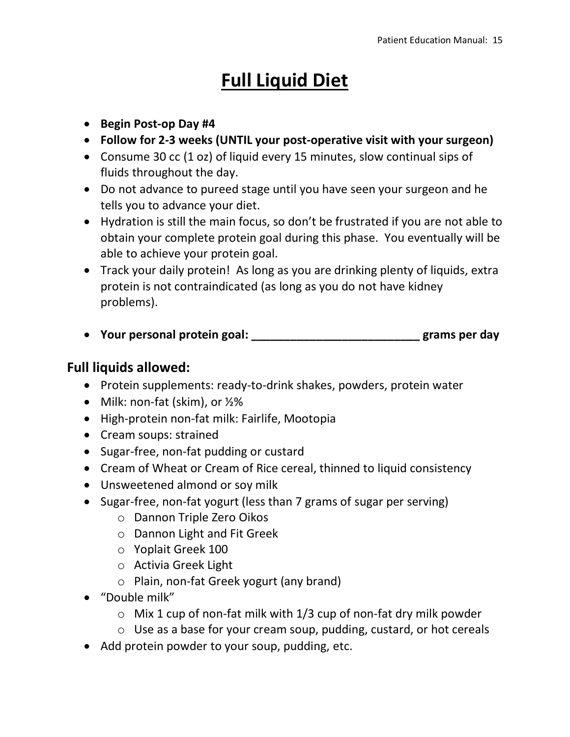# Full Liquid Diet

- **Begin Post-op Day #4**
- **Follow for 2-3 weeks (UNTIL your post-operative visit with your surgeon)**
- Consume 30 cc (1 oz) of liquid every 15 minutes, slow continual sips of fluids throughout the day.
- Do not advance to pureed stage until you have seen your surgeon and he tells you to advance your diet.
- Hydration is still the main focus, so don't be frustrated if you are not able to obtain your complete protein goal during this phase. You eventually will be able to achieve your protein goal.
- Track your daily protein! As long as you are drinking plenty of liquids, extra protein is not contraindicated (as long as you do not have kidney problems).

- **Your personal protein goal: ___________________________ grams per day**

## Full liquids allowed:

- Protein supplements: ready-to-drink shakes, powders, protein water
- Milk: non-fat (skim), or ½%
- High-protein non-fat milk: Fairlife, Mootopia
- Cream soups: strained
- Sugar-free, non-fat pudding or custard
- Cream of Wheat or Cream of Rice cereal, thinned to liquid consistency
- Unsweetened almond or soy milk
- Sugar-free, non-fat yogurt (less than 7 grams of sugar per serving)
    - Dannon Triple Zero Oikos
    - Dannon Light and Fit Greek
    - Yoplait Greek 100
    - Activia Greek Light
    - Plain, non-fat Greek yogurt (any brand)
- "Double milk"
    - Mix 1 cup of non-fat milk with 1/3 cup of non-fat dry milk powder
    - Use as a base for your cream soup, pudding, custard, or hot cereals
- Add protein powder to your soup, pudding, etc.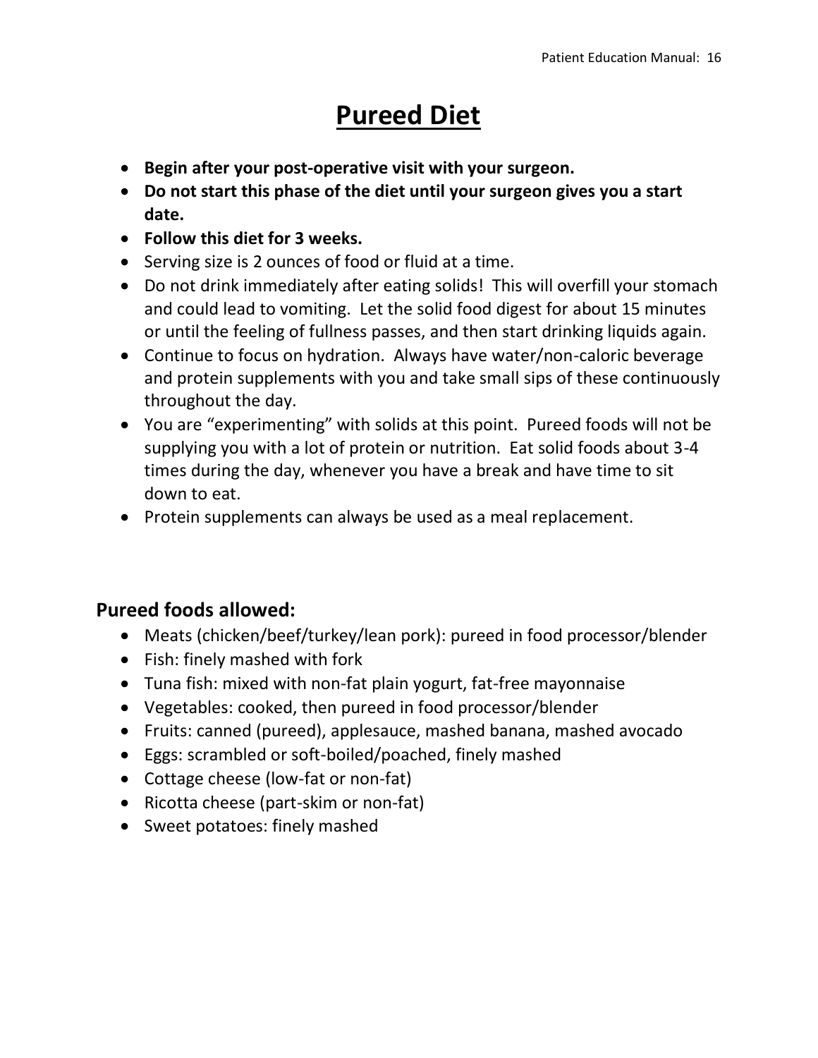# Pureed Diet

- **Begin after your post-operative visit with your surgeon.**
- **Do not start this phase of the diet until your surgeon gives you a start date.**
- **Follow this diet for 3 weeks.**
- Serving size is 2 ounces of food or fluid at a time.
- Do not drink immediately after eating solids! This will overfill your stomach and could lead to vomiting. Let the solid food digest for about 15 minutes or until the feeling of fullness passes, and then start drinking liquids again.
- Continue to focus on hydration. Always have water/non-caloric beverage and protein supplements with you and take small sips of these continuously throughout the day.
- You are "experimenting" with solids at this point. Pureed foods will not be supplying you with a lot of protein or nutrition. Eat solid foods about 3-4 times during the day, whenever you have a break and have time to sit down to eat.
- Protein supplements can always be used as a meal replacement.

## Pureed foods allowed:

- Meats (chicken/beef/turkey/lean pork): pureed in food processor/blender
- Fish: finely mashed with fork
- Tuna fish: mixed with non-fat plain yogurt, fat-free mayonnaise
- Vegetables: cooked, then pureed in food processor/blender
- Fruits: canned (pureed), applesauce, mashed banana, mashed avocado
- Eggs: scrambled or soft-boiled/poached, finely mashed
- Cottage cheese (low-fat or non-fat)
- Ricotta cheese (part-skim or non-fat)
- Sweet potatoes: finely mashed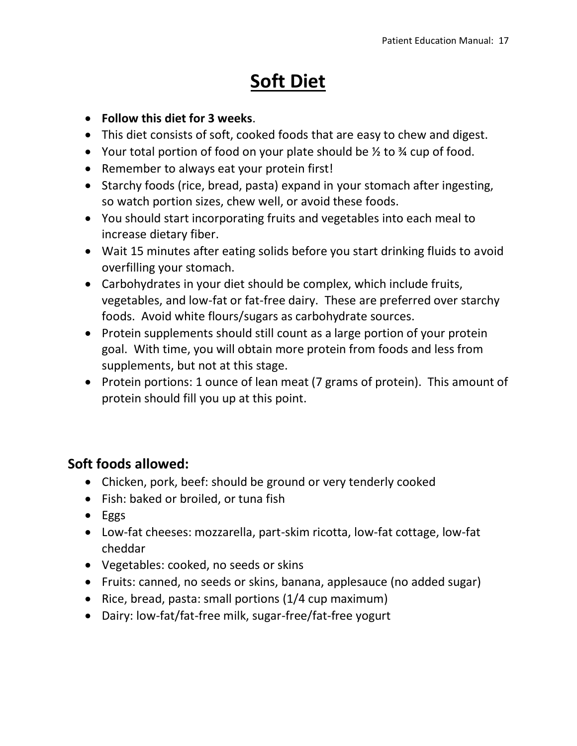# Soft Diet

- **Follow this diet for 3 weeks**.
- This diet consists of soft, cooked foods that are easy to chew and digest.
- Your total portion of food on your plate should be ½ to ¾ cup of food.
- Remember to always eat your protein first!
- Starchy foods (rice, bread, pasta) expand in your stomach after ingesting, so watch portion sizes, chew well, or avoid these foods.
- You should start incorporating fruits and vegetables into each meal to increase dietary fiber.
- Wait 15 minutes after eating solids before you start drinking fluids to avoid overfilling your stomach.
- Carbohydrates in your diet should be complex, which include fruits, vegetables, and low-fat or fat-free dairy. These are preferred over starchy foods. Avoid white flours/sugars as carbohydrate sources.
- Protein supplements should still count as a large portion of your protein goal. With time, you will obtain more protein from foods and less from supplements, but not at this stage.
- Protein portions: 1 ounce of lean meat (7 grams of protein). This amount of protein should fill you up at this point.

## Soft foods allowed:

- Chicken, pork, beef: should be ground or very tenderly cooked
- Fish: baked or broiled, or tuna fish
- Eggs
- Low-fat cheeses: mozzarella, part-skim ricotta, low-fat cottage, low-fat cheddar
- Vegetables: cooked, no seeds or skins
- Fruits: canned, no seeds or skins, banana, applesauce (no added sugar)
- Rice, bread, pasta: small portions (1/4 cup maximum)
- Dairy: low-fat/fat-free milk, sugar-free/fat-free yogurt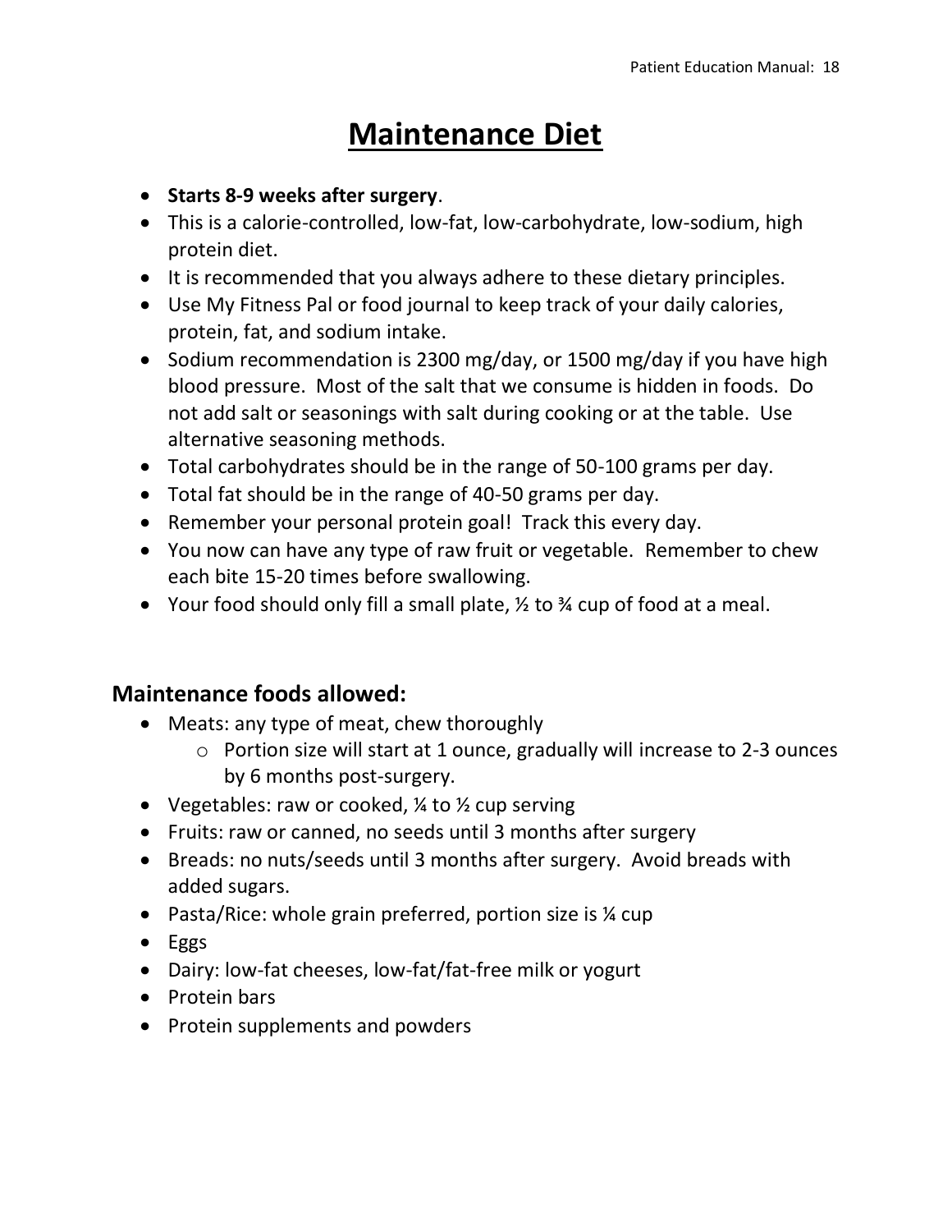# Maintenance Diet

- **Starts 8-9 weeks after surgery**.
- This is a calorie-controlled, low-fat, low-carbohydrate, low-sodium, high protein diet.
- It is recommended that you always adhere to these dietary principles.
- Use My Fitness Pal or food journal to keep track of your daily calories, protein, fat, and sodium intake.
- Sodium recommendation is 2300 mg/day, or 1500 mg/day if you have high blood pressure. Most of the salt that we consume is hidden in foods. Do not add salt or seasonings with salt during cooking or at the table. Use alternative seasoning methods.
- Total carbohydrates should be in the range of 50-100 grams per day.
- Total fat should be in the range of 40-50 grams per day.
- Remember your personal protein goal! Track this every day.
- You now can have any type of raw fruit or vegetable. Remember to chew each bite 15-20 times before swallowing.
- Your food should only fill a small plate, ½ to ¾ cup of food at a meal.

## Maintenance foods allowed:

- Meats: any type of meat, chew thoroughly
  - Portion size will start at 1 ounce, gradually will increase to 2-3 ounces by 6 months post-surgery.
- Vegetables: raw or cooked, ¼ to ½ cup serving
- Fruits: raw or canned, no seeds until 3 months after surgery
- Breads: no nuts/seeds until 3 months after surgery. Avoid breads with added sugars.
- Pasta/Rice: whole grain preferred, portion size is ¼ cup
- Eggs
- Dairy: low-fat cheeses, low-fat/fat-free milk or yogurt
- Protein bars
- Protein supplements and powders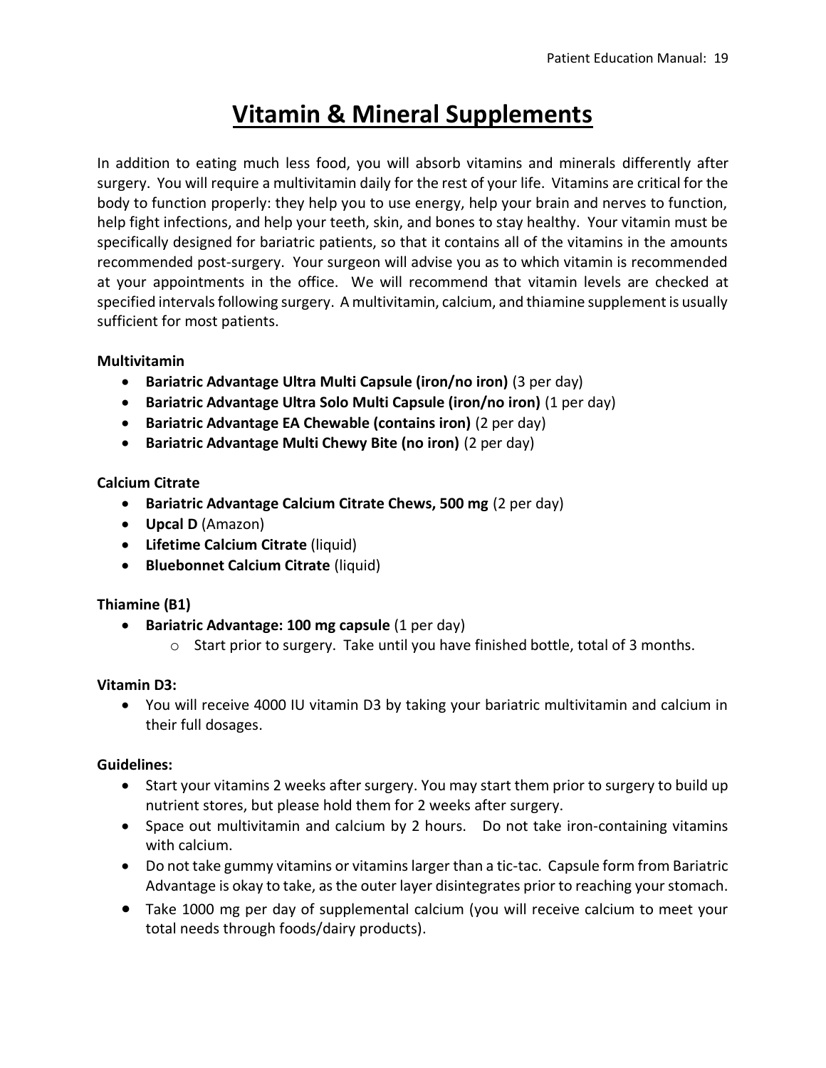# Vitamin & Mineral Supplements

In addition to eating much less food, you will absorb vitamins and minerals differently after surgery. You will require a multivitamin daily for the rest of your life. Vitamins are critical for the body to function properly: they help you to use energy, help your brain and nerves to function, help fight infections, and help your teeth, skin, and bones to stay healthy. Your vitamin must be specifically designed for bariatric patients, so that it contains all of the vitamins in the amounts recommended post-surgery. Your surgeon will advise you as to which vitamin is recommended at your appointments in the office. We will recommend that vitamin levels are checked at specified intervals following surgery. A multivitamin, calcium, and thiamine supplement is usually sufficient for most patients.

**Multivitamin**

- **Bariatric Advantage Ultra Multi Capsule (iron/no iron)** (3 per day)
- **Bariatric Advantage Ultra Solo Multi Capsule (iron/no iron)** (1 per day)
- **Bariatric Advantage EA Chewable (contains iron)** (2 per day)
- **Bariatric Advantage Multi Chewy Bite (no iron)** (2 per day)

**Calcium Citrate**

- **Bariatric Advantage Calcium Citrate Chews, 500 mg** (2 per day)
- **Upcal D** (Amazon)
- **Lifetime Calcium Citrate** (liquid)
- **Bluebonnet Calcium Citrate** (liquid)

**Thiamine (B1)**

- **Bariatric Advantage: 100 mg capsule** (1 per day)
  - Start prior to surgery. Take until you have finished bottle, total of 3 months.

**Vitamin D3:**

- You will receive 4000 IU vitamin D3 by taking your bariatric multivitamin and calcium in their full dosages.

**Guidelines:**

- Start your vitamins 2 weeks after surgery. You may start them prior to surgery to build up nutrient stores, but please hold them for 2 weeks after surgery.
- Space out multivitamin and calcium by 2 hours. Do not take iron-containing vitamins with calcium.
- Do not take gummy vitamins or vitamins larger than a tic-tac. Capsule form from Bariatric Advantage is okay to take, as the outer layer disintegrates prior to reaching your stomach.
- Take 1000 mg per day of supplemental calcium (you will receive calcium to meet your total needs through foods/dairy products).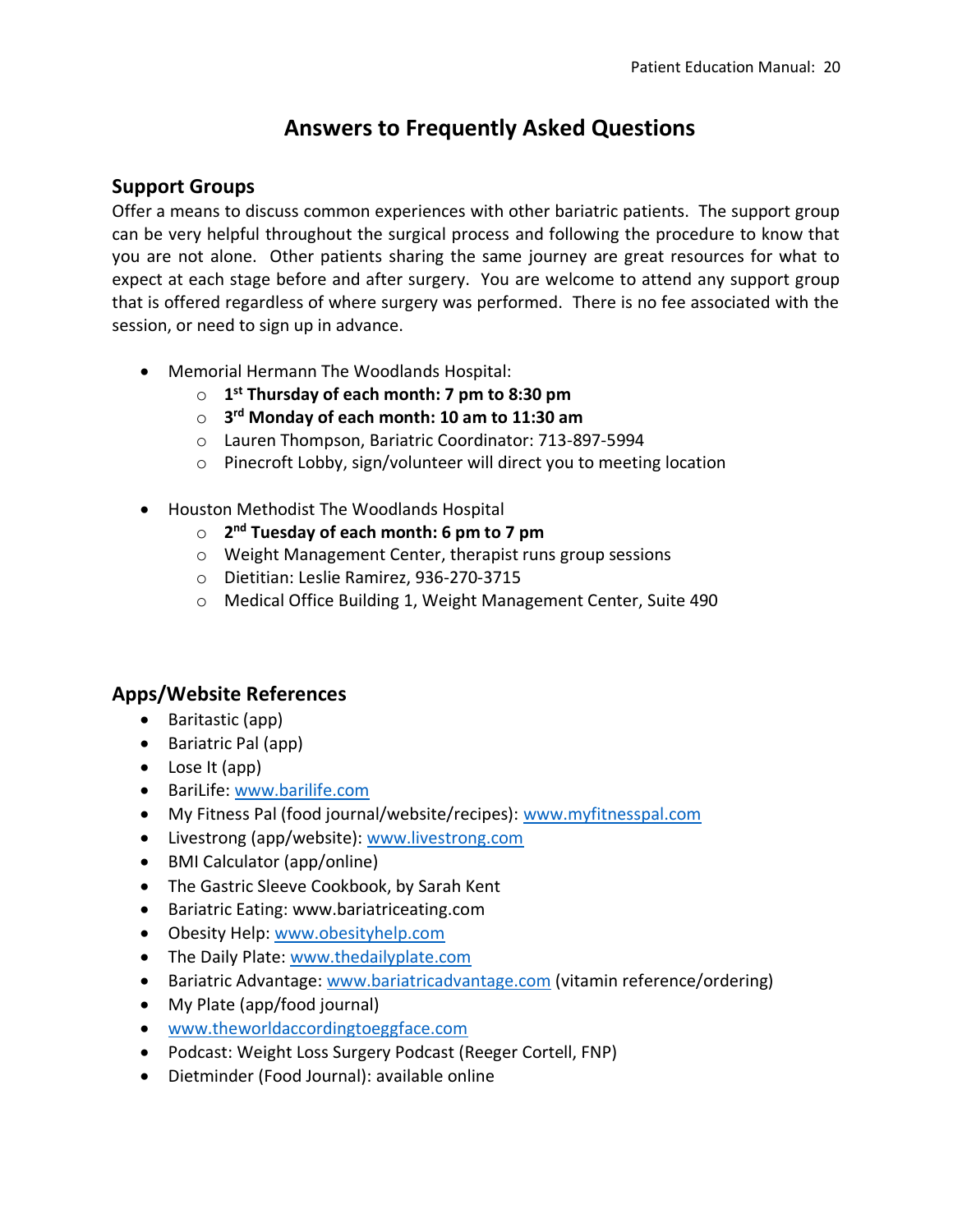# Answers to Frequently Asked Questions

## Support Groups

Offer a means to discuss common experiences with other bariatric patients. The support group can be very helpful throughout the surgical process and following the procedure to know that you are not alone. Other patients sharing the same journey are great resources for what to expect at each stage before and after surgery. You are welcome to attend any support group that is offered regardless of where surgery was performed. There is no fee associated with the session, or need to sign up in advance.

- Memorial Hermann The Woodlands Hospital:
  - **1st Thursday of each month: 7 pm to 8:30 pm**
  - **3rd Monday of each month: 10 am to 11:30 am**
  - Lauren Thompson, Bariatric Coordinator: 713-897-5994
  - Pinecroft Lobby, sign/volunteer will direct you to meeting location

- Houston Methodist The Woodlands Hospital
  - **2nd Tuesday of each month: 6 pm to 7 pm**
  - Weight Management Center, therapist runs group sessions
  - Dietitian: Leslie Ramirez, 936-270-3715
  - Medical Office Building 1, Weight Management Center, Suite 490

## Apps/Website References

- Baritastic (app)
- Bariatric Pal (app)
- Lose It (app)
- BariLife: www.barilife.com
- My Fitness Pal (food journal/website/recipes): www.myfitnesspal.com
- Livestrong (app/website): www.livestrong.com
- BMI Calculator (app/online)
- The Gastric Sleeve Cookbook, by Sarah Kent
- Bariatric Eating: www.bariatriceating.com
- Obesity Help: www.obesityhelp.com
- The Daily Plate: www.thedailyplate.com
- Bariatric Advantage: www.bariatricadvantage.com (vitamin reference/ordering)
- My Plate (app/food journal)
- www.theworldaccordingtoeggface.com
- Podcast: Weight Loss Surgery Podcast (Reeger Cortell, FNP)
- Dietminder (Food Journal): available online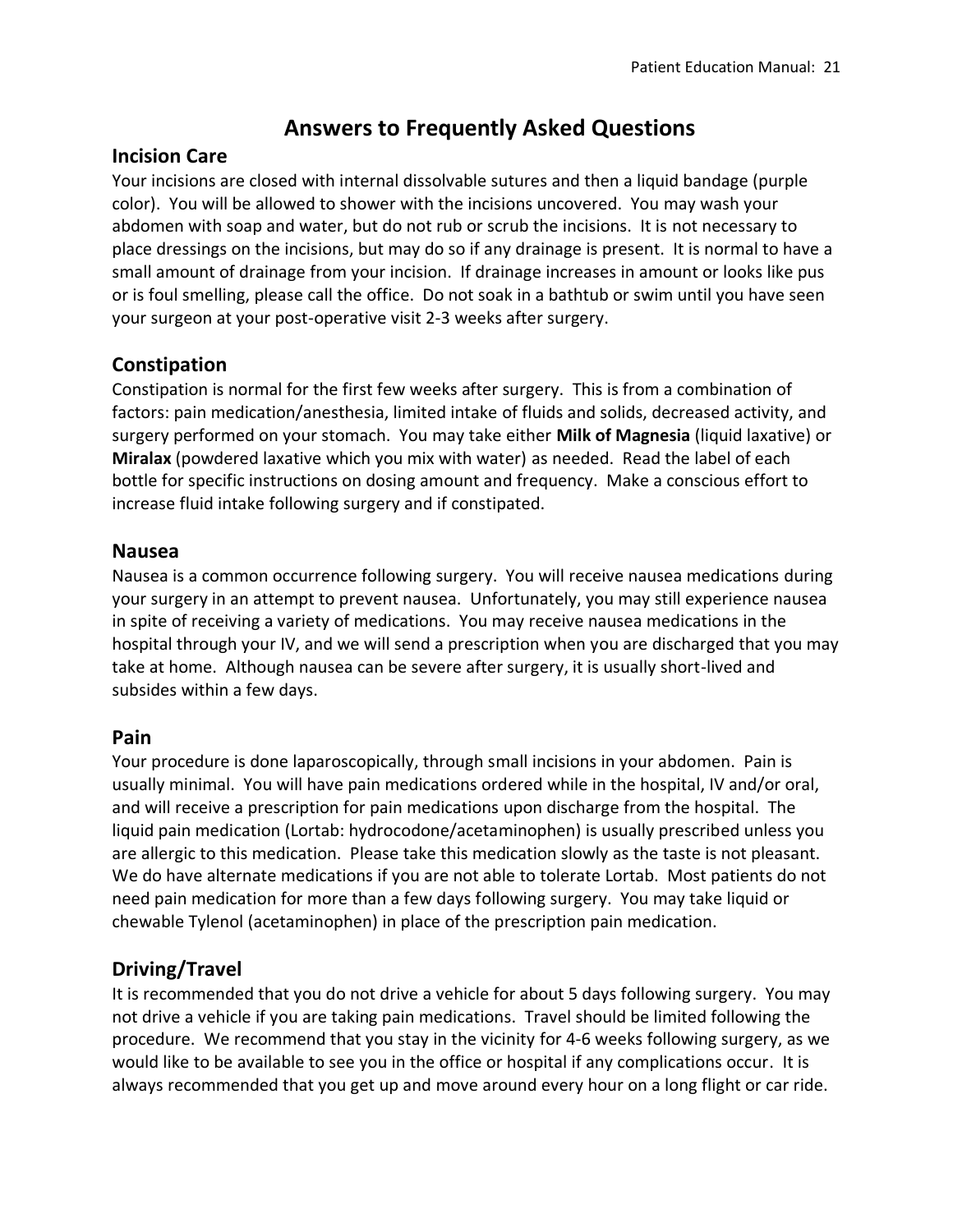# Answers to Frequently Asked Questions

## Incision Care

Your incisions are closed with internal dissolvable sutures and then a liquid bandage (purple color). You will be allowed to shower with the incisions uncovered. You may wash your abdomen with soap and water, but do not rub or scrub the incisions. It is not necessary to place dressings on the incisions, but may do so if any drainage is present. It is normal to have a small amount of drainage from your incision. If drainage increases in amount or looks like pus or is foul smelling, please call the office. Do not soak in a bathtub or swim until you have seen your surgeon at your post-operative visit 2-3 weeks after surgery.

## Constipation

Constipation is normal for the first few weeks after surgery. This is from a combination of factors: pain medication/anesthesia, limited intake of fluids and solids, decreased activity, and surgery performed on your stomach. You may take either **Milk of Magnesia** (liquid laxative) or **Miralax** (powdered laxative which you mix with water) as needed. Read the label of each bottle for specific instructions on dosing amount and frequency. Make a conscious effort to increase fluid intake following surgery and if constipated.

## Nausea

Nausea is a common occurrence following surgery. You will receive nausea medications during your surgery in an attempt to prevent nausea. Unfortunately, you may still experience nausea in spite of receiving a variety of medications. You may receive nausea medications in the hospital through your IV, and we will send a prescription when you are discharged that you may take at home. Although nausea can be severe after surgery, it is usually short-lived and subsides within a few days.

## Pain

Your procedure is done laparoscopically, through small incisions in your abdomen. Pain is usually minimal. You will have pain medications ordered while in the hospital, IV and/or oral, and will receive a prescription for pain medications upon discharge from the hospital. The liquid pain medication (Lortab: hydrocodone/acetaminophen) is usually prescribed unless you are allergic to this medication. Please take this medication slowly as the taste is not pleasant. We do have alternate medications if you are not able to tolerate Lortab. Most patients do not need pain medication for more than a few days following surgery. You may take liquid or chewable Tylenol (acetaminophen) in place of the prescription pain medication.

## Driving/Travel

It is recommended that you do not drive a vehicle for about 5 days following surgery. You may not drive a vehicle if you are taking pain medications. Travel should be limited following the procedure. We recommend that you stay in the vicinity for 4-6 weeks following surgery, as we would like to be available to see you in the office or hospital if any complications occur. It is always recommended that you get up and move around every hour on a long flight or car ride.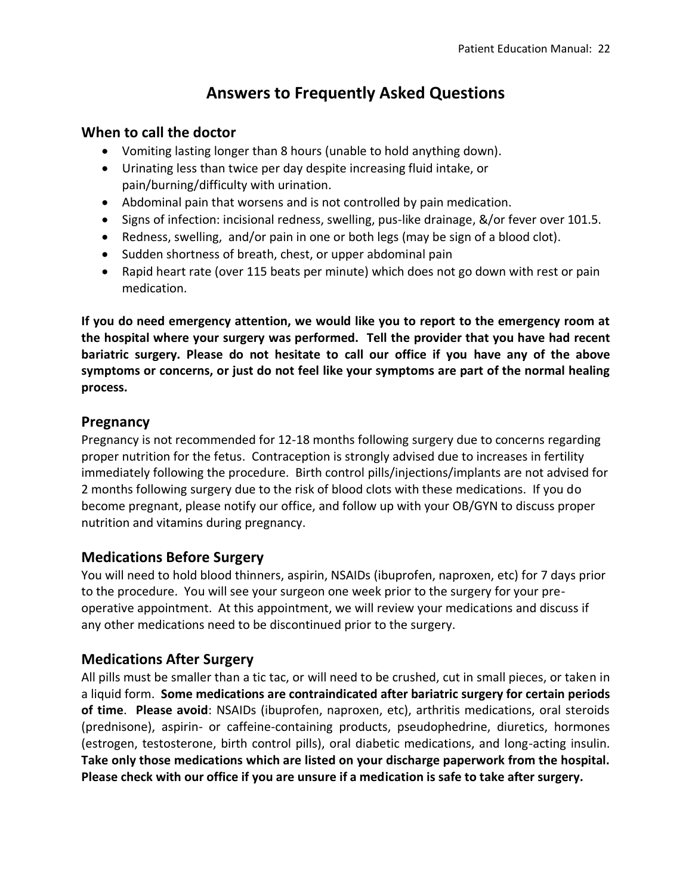# Answers to Frequently Asked Questions

## When to call the doctor

- Vomiting lasting longer than 8 hours (unable to hold anything down).
- Urinating less than twice per day despite increasing fluid intake, or pain/burning/difficulty with urination.
- Abdominal pain that worsens and is not controlled by pain medication.
- Signs of infection: incisional redness, swelling, pus-like drainage, &/or fever over 101.5.
- Redness, swelling, and/or pain in one or both legs (may be sign of a blood clot).
- Sudden shortness of breath, chest, or upper abdominal pain
- Rapid heart rate (over 115 beats per minute) which does not go down with rest or pain medication.

**If you do need emergency attention, we would like you to report to the emergency room at the hospital where your surgery was performed. Tell the provider that you have had recent bariatric surgery. Please do not hesitate to call our office if you have any of the above symptoms or concerns, or just do not feel like your symptoms are part of the normal healing process.**

## Pregnancy

Pregnancy is not recommended for 12-18 months following surgery due to concerns regarding proper nutrition for the fetus. Contraception is strongly advised due to increases in fertility immediately following the procedure. Birth control pills/injections/implants are not advised for 2 months following surgery due to the risk of blood clots with these medications. If you do become pregnant, please notify our office, and follow up with your OB/GYN to discuss proper nutrition and vitamins during pregnancy.

## Medications Before Surgery

You will need to hold blood thinners, aspirin, NSAIDs (ibuprofen, naproxen, etc) for 7 days prior to the procedure. You will see your surgeon one week prior to the surgery for your pre-operative appointment. At this appointment, we will review your medications and discuss if any other medications need to be discontinued prior to the surgery.

## Medications After Surgery

All pills must be smaller than a tic tac, or will need to be crushed, cut in small pieces, or taken in a liquid form. **Some medications are contraindicated after bariatric surgery for certain periods of time**. **Please avoid**: NSAIDs (ibuprofen, naproxen, etc), arthritis medications, oral steroids (prednisone), aspirin- or caffeine-containing products, pseudophedrine, diuretics, hormones (estrogen, testosterone, birth control pills), oral diabetic medications, and long-acting insulin. **Take only those medications which are listed on your discharge paperwork from the hospital. Please check with our office if you are unsure if a medication is safe to take after surgery.**